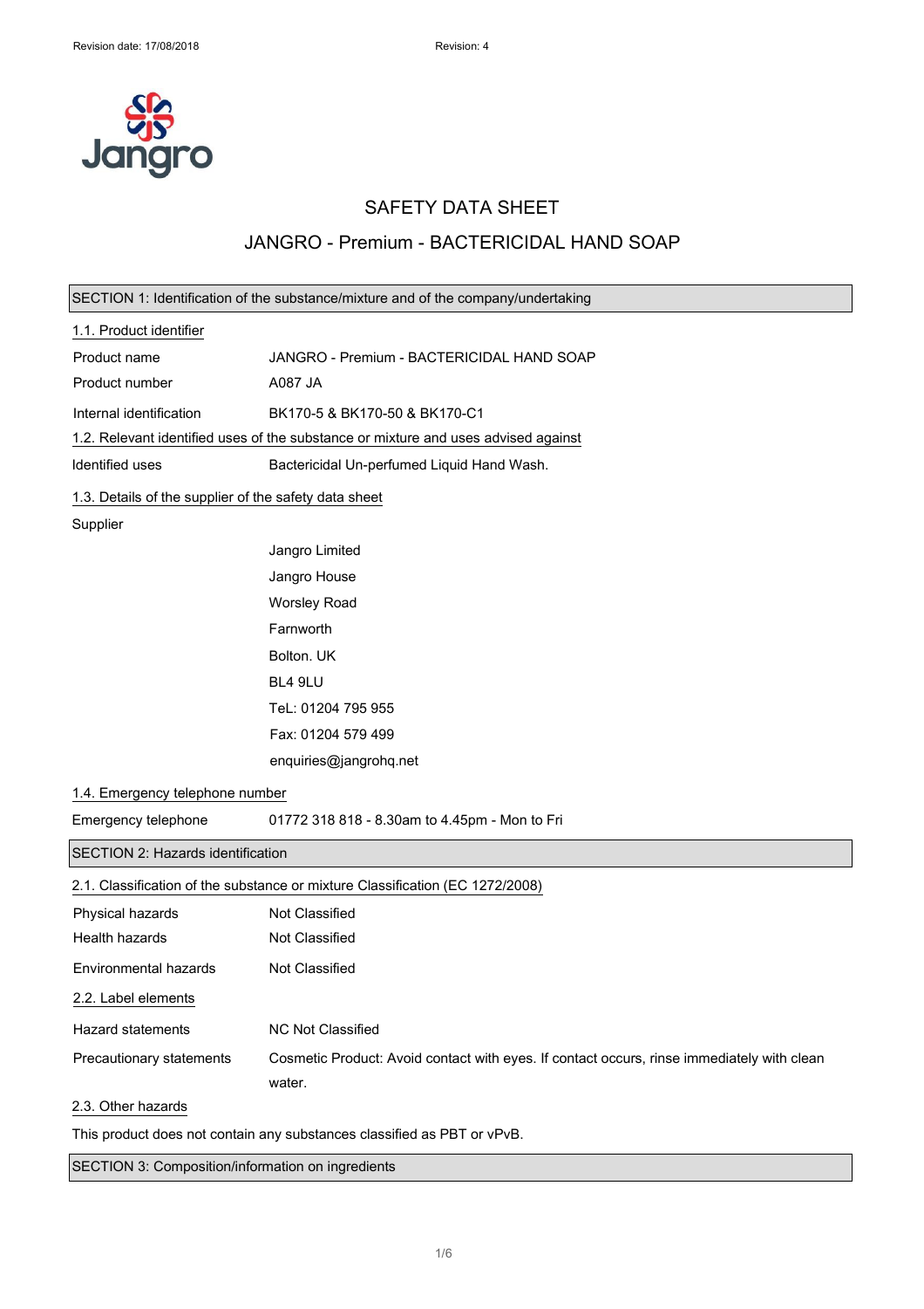# SAFETY DATA SHEET

## JANGRO - Premium - BACTERICIDAL HAND SOAP

### SECTION 1: Identification of the substance/mixture and of the company/undertaking

**1.1. Product identifier**

| | |
|---|---|
| Product name | JANGRO - Premium - BACTERICIDAL HAND SOAP |
| Product number | A087 JA |
| Internal identification | BK170-5 & BK170-50 & BK170-C1 |

**1.2. Relevant identified uses of the substance or mixture and uses advised against**

| | |
|---|---|
| Identified uses | Bactericidal Un-perfumed Liquid Hand Wash. |

**1.3. Details of the supplier of the safety data sheet**

Supplier

Jangro Limited
Jangro House
Worsley Road
Farnworth
Bolton. UK
BL4 9LU
TeL: 01204 795 955
Fax: 01204 579 499
enquiries@jangrohq.net

**1.4. Emergency telephone number**

| | |
|---|---|
| Emergency telephone | 01772 318 818 - 8.30am to 4.45pm - Mon to Fri |

### SECTION 2: Hazards identification

**2.1. Classification of the substance or mixture Classification (EC 1272/2008)**

| | |
|---|---|
| Physical hazards | Not Classified |
| Health hazards | Not Classified |
| Environmental hazards | Not Classified |

**2.2. Label elements**

| | |
|---|---|
| Hazard statements | NC Not Classified |
| Precautionary statements | Cosmetic Product: Avoid contact with eyes. If contact occurs, rinse immediately with clean water. |

**2.3. Other hazards**

This product does not contain any substances classified as PBT or vPvB.

### SECTION 3: Composition/information on ingredients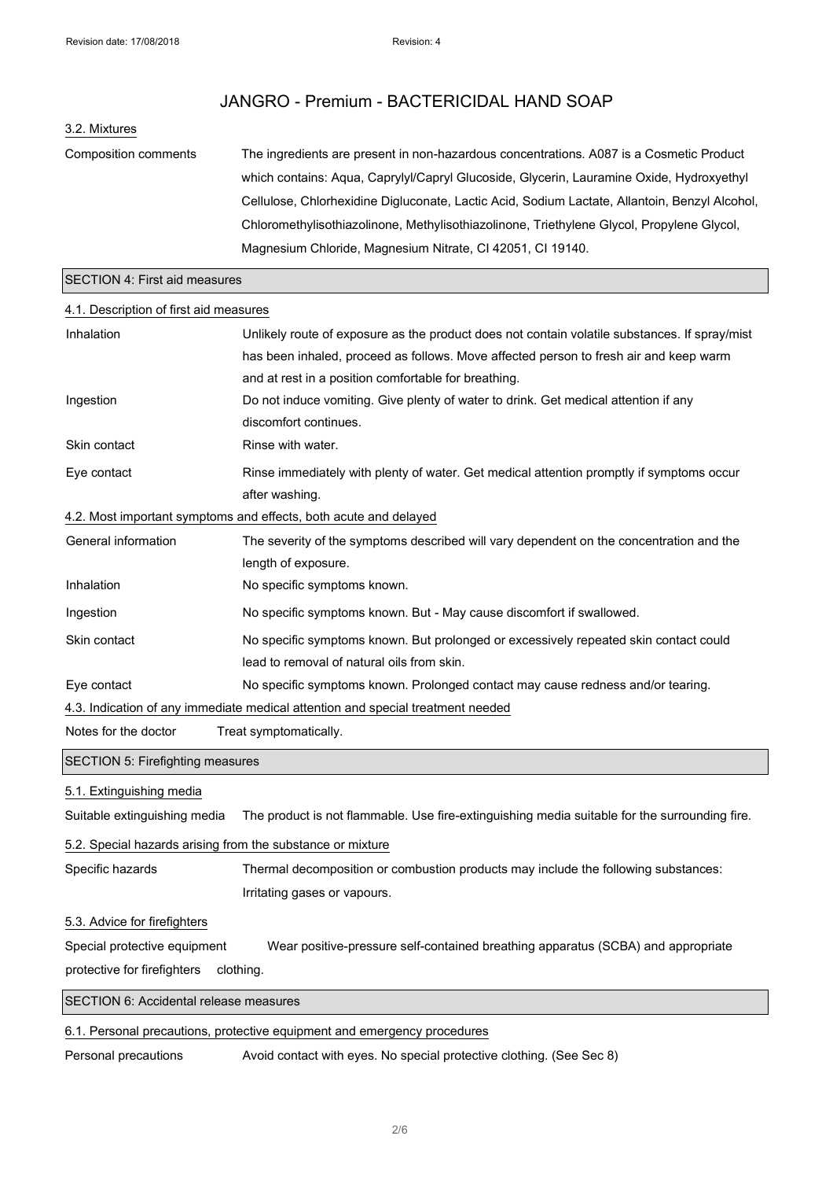# JANGRO - Premium - BACTERICIDAL HAND SOAP

### 3.2. Mixtures

| | |
|---|---|
| Composition comments | The ingredients are present in non-hazardous concentrations. A087 is a Cosmetic Product which contains: Aqua, Caprylyl/Capryl Glucoside, Glycerin, Lauramine Oxide, Hydroxyethyl Cellulose, Chlorhexidine Digluconate, Lactic Acid, Sodium Lactate, Allantoin, Benzyl Alcohol, Chloromethylisothiazolinone, Methylisothiazolinone, Triethylene Glycol, Propylene Glycol, Magnesium Chloride, Magnesium Nitrate, CI 42051, CI 19140. |

## SECTION 4: First aid measures

### 4.1. Description of first aid measures

| | |
|---|---|
| Inhalation | Unlikely route of exposure as the product does not contain volatile substances. If spray/mist has been inhaled, proceed as follows. Move affected person to fresh air and keep warm and at rest in a position comfortable for breathing. |
| Ingestion | Do not induce vomiting. Give plenty of water to drink. Get medical attention if any discomfort continues. |
| Skin contact | Rinse with water. |
| Eye contact | Rinse immediately with plenty of water. Get medical attention promptly if symptoms occur after washing. |

### 4.2. Most important symptoms and effects, both acute and delayed

| | |
|---|---|
| General information | The severity of the symptoms described will vary dependent on the concentration and the length of exposure. |
| Inhalation | No specific symptoms known. |
| Ingestion | No specific symptoms known. But - May cause discomfort if swallowed. |
| Skin contact | No specific symptoms known. But prolonged or excessively repeated skin contact could lead to removal of natural oils from skin. |
| Eye contact | No specific symptoms known. Prolonged contact may cause redness and/or tearing. |

### 4.3. Indication of any immediate medical attention and special treatment needed

| | |
|---|---|
| Notes for the doctor | Treat symptomatically. |

## SECTION 5: Firefighting measures

### 5.1. Extinguishing media

| | |
|---|---|
| Suitable extinguishing media | The product is not flammable. Use fire-extinguishing media suitable for the surrounding fire. |

### 5.2. Special hazards arising from the substance or mixture

| | |
|---|---|
| Specific hazards | Thermal decomposition or combustion products may include the following substances: Irritating gases or vapours. |

### 5.3. Advice for firefighters

| | |
|---|---|
| Special protective equipment protective for firefighters | Wear positive-pressure self-contained breathing apparatus (SCBA) and appropriate clothing. |

## SECTION 6: Accidental release measures

### 6.1. Personal precautions, protective equipment and emergency procedures

| | |
|---|---|
| Personal precautions | Avoid contact with eyes. No special protective clothing. (See Sec 8) |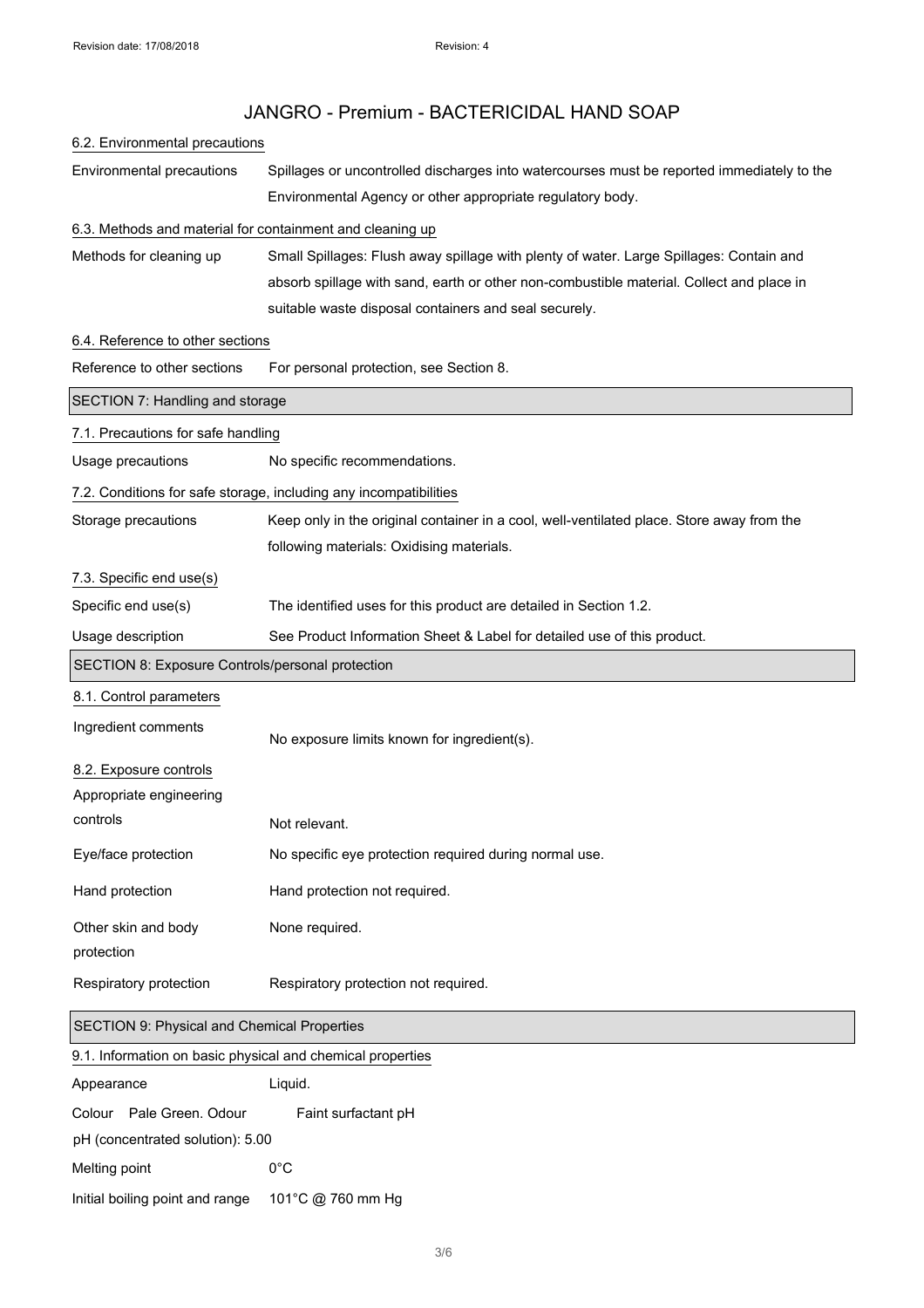# JANGRO - Premium - BACTERICIDAL HAND SOAP

### 6.2. Environmental precautions

| | |
|---|---|
| Environmental precautions | Spillages or uncontrolled discharges into watercourses must be reported immediately to the Environmental Agency or other appropriate regulatory body. |

### 6.3. Methods and material for containment and cleaning up

| | |
|---|---|
| Methods for cleaning up | Small Spillages: Flush away spillage with plenty of water. Large Spillages: Contain and absorb spillage with sand, earth or other non-combustible material. Collect and place in suitable waste disposal containers and seal securely. |

### 6.4. Reference to other sections

| | |
|---|---|
| Reference to other sections | For personal protection, see Section 8. |

## SECTION 7: Handling and storage

### 7.1. Precautions for safe handling

| | |
|---|---|
| Usage precautions | No specific recommendations. |

### 7.2. Conditions for safe storage, including any incompatibilities

| | |
|---|---|
| Storage precautions | Keep only in the original container in a cool, well-ventilated place. Store away from the following materials: Oxidising materials. |

### 7.3. Specific end use(s)

| | |
|---|---|
| Specific end use(s) | The identified uses for this product are detailed in Section 1.2. |
| Usage description | See Product Information Sheet & Label for detailed use of this product. |

## SECTION 8: Exposure Controls/personal protection

### 8.1. Control parameters

| | |
|---|---|
| Ingredient comments | No exposure limits known for ingredient(s). |

### 8.2. Exposure controls

| | |
|---|---|
| Appropriate engineering controls | Not relevant. |
| Eye/face protection | No specific eye protection required during normal use. |
| Hand protection | Hand protection not required. |
| Other skin and body protection | None required. |
| Respiratory protection | Respiratory protection not required. |

## SECTION 9: Physical and Chemical Properties

### 9.1. Information on basic physical and chemical properties

| | |
|---|---|
| Appearance | Liquid. |
| Colour | Pale Green. Odour Faint surfactant pH |
| pH (concentrated solution): 5.00 | |
| Melting point | 0°C |
| Initial boiling point and range | 101°C @ 760 mm Hg |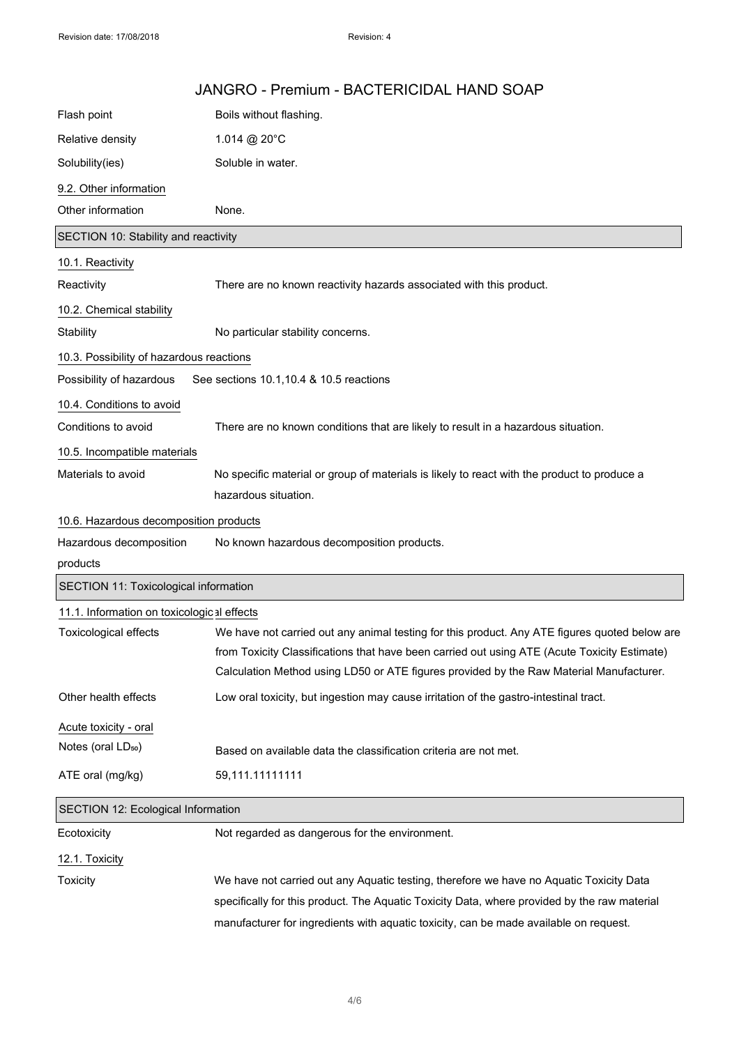| | |
|---|---|
| Flash point | Boils without flashing. |
| Relative density | 1.014 @ 20°C |
| Solubility(ies) | Soluble in water. |

9.2. Other information

| | |
|---|---|
| Other information | None. |

## SECTION 10: Stability and reactivity

10.1. Reactivity

| | |
|---|---|
| Reactivity | There are no known reactivity hazards associated with this product. |

10.2. Chemical stability

| | |
|---|---|
| Stability | No particular stability concerns. |

10.3. Possibility of hazardous reactions

| | |
|---|---|
| Possibility of hazardous reactions | See sections 10.1,10.4 & 10.5 |

10.4. Conditions to avoid

| | |
|---|---|
| Conditions to avoid | There are no known conditions that are likely to result in a hazardous situation. |

10.5. Incompatible materials

| | |
|---|---|
| Materials to avoid | No specific material or group of materials is likely to react with the product to produce a hazardous situation. |

10.6. Hazardous decomposition products

| | |
|---|---|
| Hazardous decomposition products | No known hazardous decomposition products. |

## SECTION 11: Toxicological information

11.1. Information on toxicological effects

| | |
|---|---|
| Toxicological effects | We have not carried out any animal testing for this product. Any ATE figures quoted below are from Toxicity Classifications that have been carried out using ATE (Acute Toxicity Estimate) Calculation Method using LD50 or ATE figures provided by the Raw Material Manufacturer. |
| Other health effects | Low oral toxicity, but ingestion may cause irritation of the gastro-intestinal tract. |

Acute toxicity - oral

| | |
|---|---|
| Notes (oral $LD_{50}$) | Based on available data the classification criteria are not met. |
| ATE oral (mg/kg) | 59,111.11111111 |

## SECTION 12: Ecological Information

| | |
|---|---|
| Ecotoxicity | Not regarded as dangerous for the environment. |

12.1. Toxicity

| | |
|---|---|
| Toxicity | We have not carried out any Aquatic testing, therefore we have no Aquatic Toxicity Data specifically for this product. The Aquatic Toxicity Data, where provided by the raw material manufacturer for ingredients with aquatic toxicity, can be made available on request. |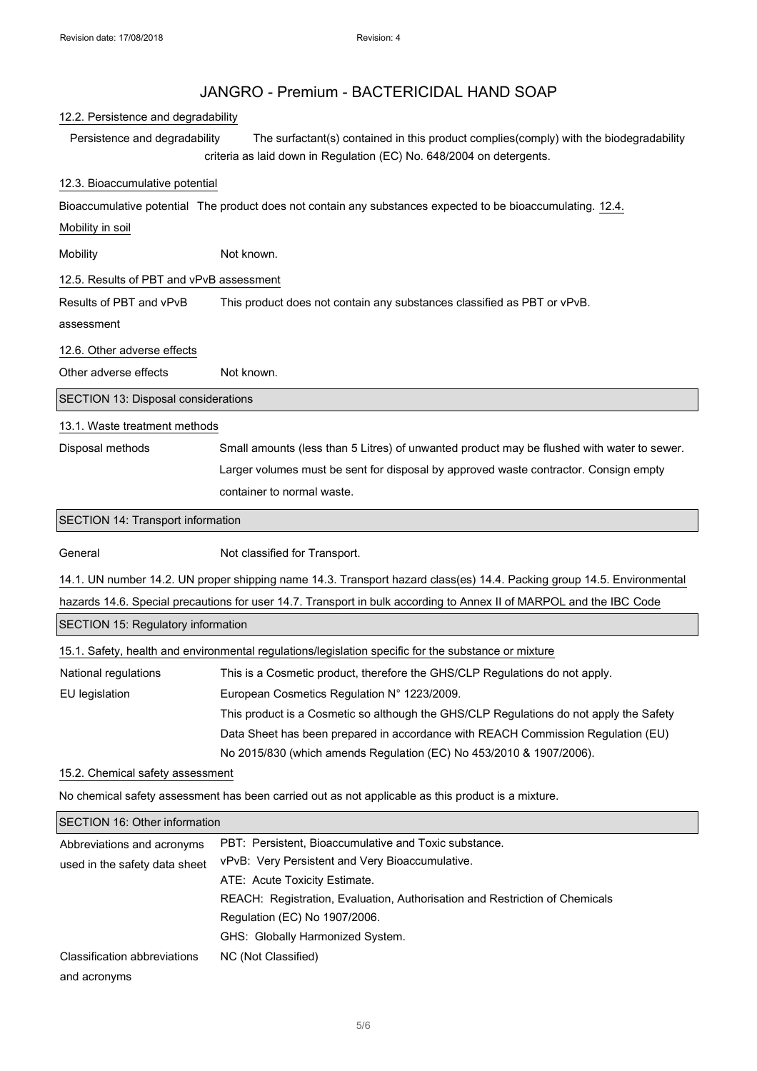# JANGRO - Premium - BACTERICIDAL HAND SOAP

### 12.2. Persistence and degradability

Persistence and degradability: The surfactant(s) contained in this product complies(comply) with the biodegradability criteria as laid down in Regulation (EC) No. 648/2004 on detergents.

### 12.3. Bioaccumulative potential

Bioaccumulative potential: The product does not contain any substances expected to be bioaccumulating.

### 12.4. Mobility in soil

Mobility: Not known.

### 12.5. Results of PBT and vPvB assessment

Results of PBT and vPvB assessment: This product does not contain any substances classified as PBT or vPvB.

### 12.6. Other adverse effects

Other adverse effects: Not known.

## SECTION 13: Disposal considerations

### 13.1. Waste treatment methods

Disposal methods: Small amounts (less than 5 Litres) of unwanted product may be flushed with water to sewer. Larger volumes must be sent for disposal by approved waste contractor. Consign empty container to normal waste.

## SECTION 14: Transport information

General: Not classified for Transport.

14.1. UN number 14.2. UN proper shipping name 14.3. Transport hazard class(es) 14.4. Packing group 14.5. Environmental hazards 14.6. Special precautions for user 14.7. Transport in bulk according to Annex II of MARPOL and the IBC Code

## SECTION 15: Regulatory information

### 15.1. Safety, health and environmental regulations/legislation specific for the substance or mixture

National regulations: This is a Cosmetic product, therefore the GHS/CLP Regulations do not apply.

EU legislation: European Cosmetics Regulation N° 1223/2009.
This product is a Cosmetic so although the GHS/CLP Regulations do not apply the Safety Data Sheet has been prepared in accordance with REACH Commission Regulation (EU) No 2015/830 (which amends Regulation (EC) No 453/2010 & 1907/2006).

### 15.2. Chemical safety assessment

No chemical safety assessment has been carried out as not applicable as this product is a mixture.

## SECTION 16: Other information

Abbreviations and acronyms used in the safety data sheet:
PBT: Persistent, Bioaccumulative and Toxic substance.
vPvB: Very Persistent and Very Bioaccumulative.
ATE: Acute Toxicity Estimate.
REACH: Registration, Evaluation, Authorisation and Restriction of Chemicals Regulation (EC) No 1907/2006.
GHS: Globally Harmonized System.

Classification abbreviations and acronyms: NC (Not Classified)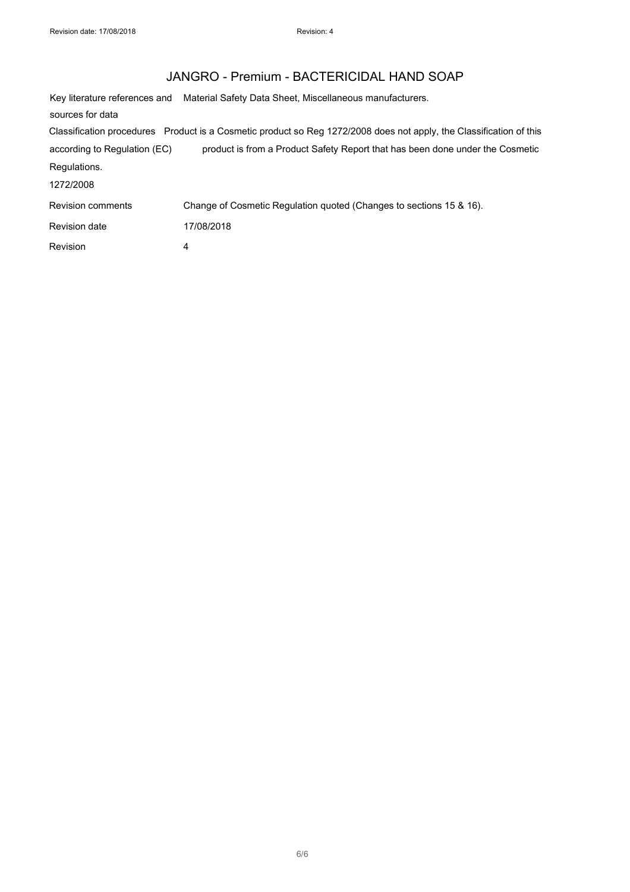# JANGRO - Premium - BACTERICIDAL HAND SOAP

| | |
|---|---|
| Key literature references and sources for data | Material Safety Data Sheet, Miscellaneous manufacturers. |
| Classification procedures according to Regulation (EC) 1272/2008 | Product is a Cosmetic product so Reg 1272/2008 does not apply, the Classification of this product is from a Product Safety Report that has been done under the Cosmetic Regulations. |
| Revision comments | Change of Cosmetic Regulation quoted (Changes to sections 15 & 16). |
| Revision date | 17/08/2018 |
| Revision | 4 |